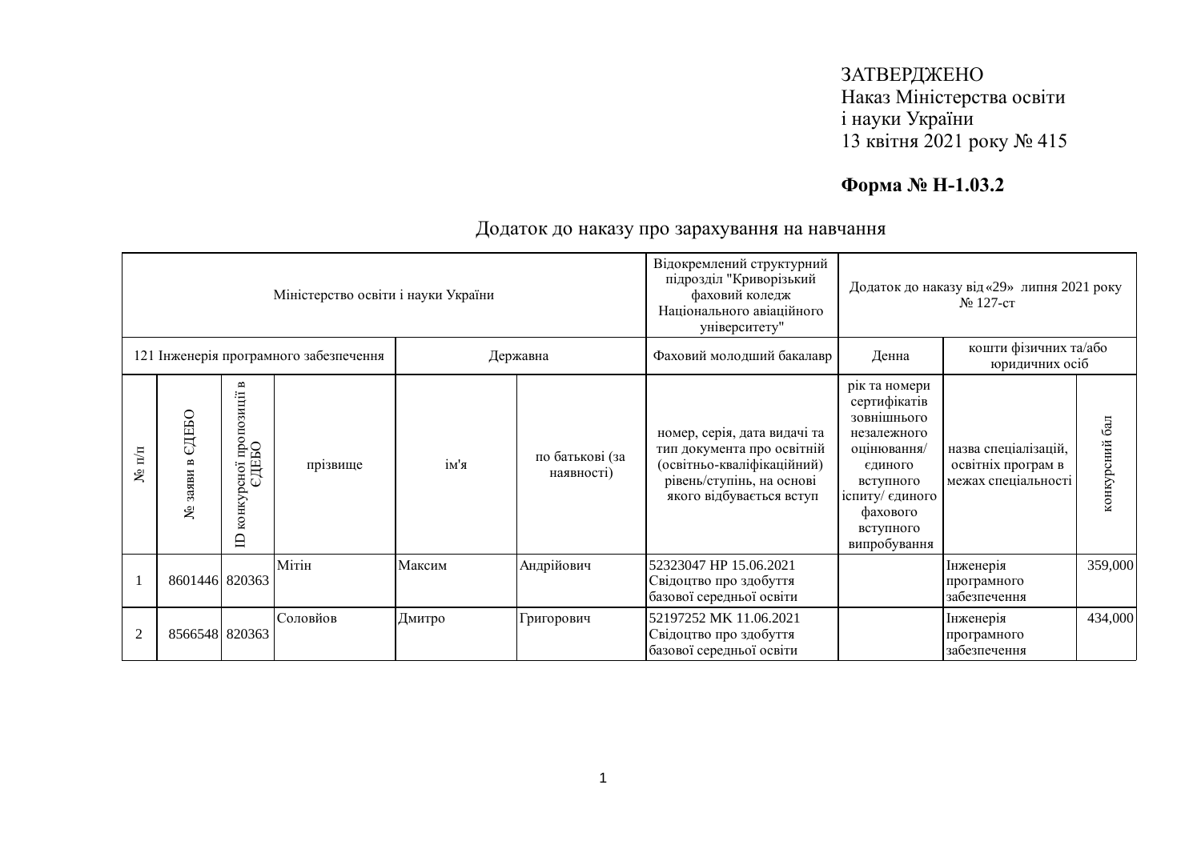ЗАТВЕРДЖЕНО
Наказ Міністерства освіти
і науки України
13 квітня 2021 року № 415

**Форма № Н-1.03.2**

## Додаток до наказу про зарахування на навчання

| Міністерство освіти і науки України | | | | | | Відокремлений структурний підрозділ "Криворізький фаховий коледж Національного авіаційного університету" | Додаток до наказу від «29» липня 2021 року № 127-ст | | |
|---|---|---|---|---|---|---|---|---|---|
| 121 Інженерія програмного забезпечення | | | | Державна | | Фаховий молодший бакалавр | Денна | кошти фізичних та/або юридичних осіб | |
| № п/п | № заяви в ЄДЕБО | ID конкурсної пропозиції в ЄДЕБО | прізвище | ім'я | по батькові (за наявності) | номер, серія, дата видачі та тип документа про освітній (освітньо-кваліфікаційний) рівень/ступінь, на основі якого відбувається вступ | рік та номери сертифікатів зовнішнього незалежного оцінювання/ єдиного вступного іспиту/ єдиного фахового вступного випробування | назва спеціалізацій, освітніх програм в межах спеціальності | конкурсний бал |
| 1 | 8601446 | 820363 | Мітін | Максим | Андрійович | 52323047 НР 15.06.2021 Свідоцтво про здобуття базової середньої освіти | | Інженерія програмного забезпечення | 359,000 |
| 2 | 8566548 | 820363 | Соловйов | Дмитро | Григорович | 52197252 МК 11.06.2021 Свідоцтво про здобуття базової середньої освіти | | Інженерія програмного забезпечення | 434,000 |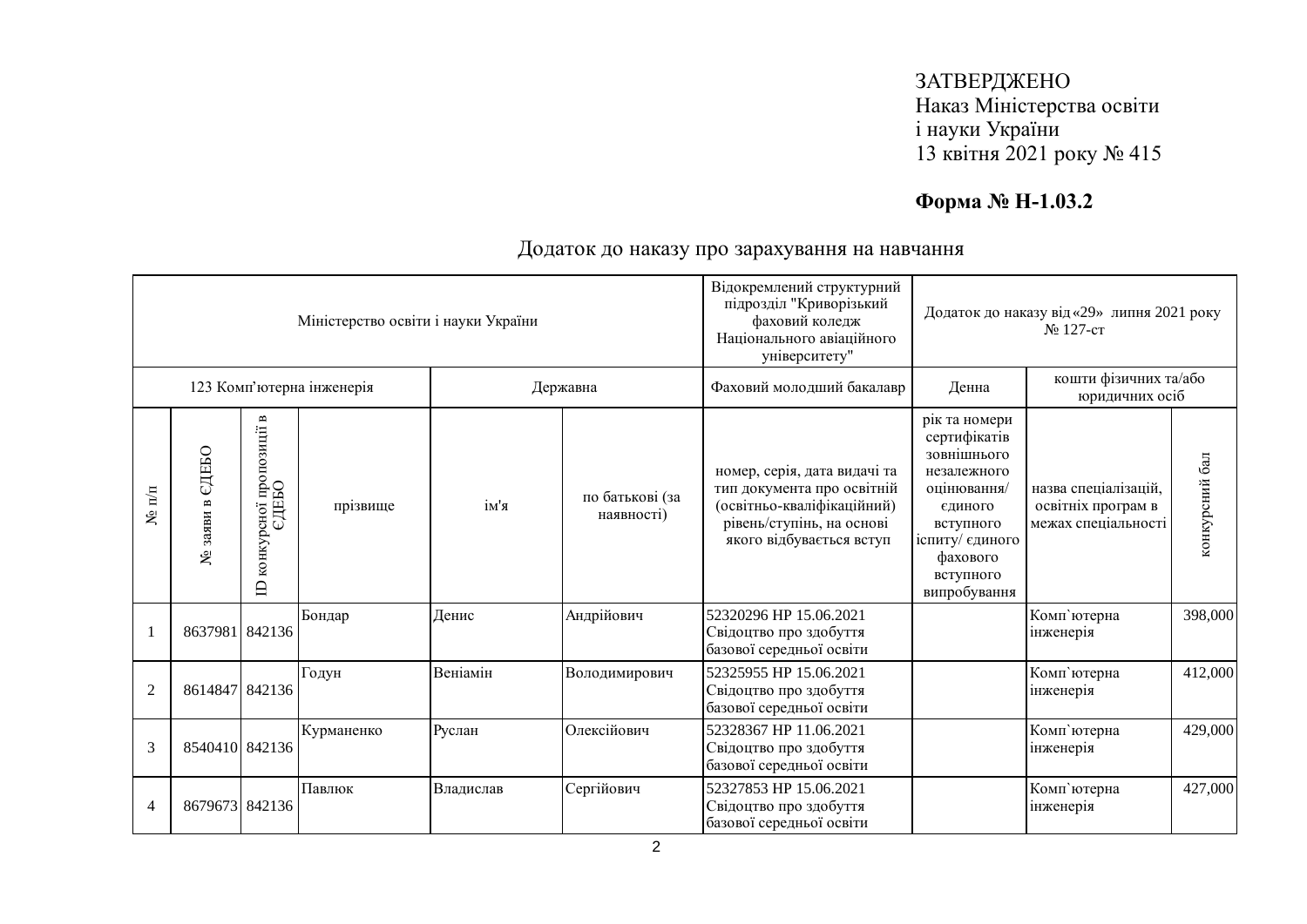ЗАТВЕРДЖЕНО
Наказ Міністерства освіти
і науки України
13 квітня 2021 року № 415

**Форма № Н-1.03.2**

## Додаток до наказу про зарахування на навчання

| Міністерство освіти і науки України | | | | | | Відокремлений структурний підрозділ "Криворізький фаховий коледж Національного авіаційного університету" | Додаток до наказу від «29» липня 2021 року № 127-ст | | |
|---|---|---|---|---|---|---|---|---|---|
| 123 Комп'ютерна інженерія | | | | Державна | | Фаховий молодший бакалавр | Денна | кошти фізичних та/або юридичних осіб | |
| № п/п | № заяви в ЄДЕБО | ID конкурсної пропозиції в ЄДЕБО | прізвище | ім'я | по батькові (за наявності) | номер, серія, дата видачі та тип документа про освітній (освітньо-кваліфікаційний) рівень/ступінь, на основі якого відбувається вступ | рік та номери сертифікатів зовнішнього незалежного оцінювання/ єдиного вступного іспиту/ єдиного фахового вступного випробування | назва спеціалізацій, освітніх програм в межах спеціальності | конкурсний бал |
| 1 | 8637981 | 842136 | Бондар | Денис | Андрійович | 52320296 HP 15.06.2021 Свідоцтво про здобуття базової середньої освіти | | Комп`ютерна інженерія | 398,000 |
| 2 | 8614847 | 842136 | Годун | Веніамін | Володимирович | 52325955 HP 15.06.2021 Свідоцтво про здобуття базової середньої освіти | | Комп`ютерна інженерія | 412,000 |
| 3 | 8540410 | 842136 | Курманенко | Руслан | Олексійович | 52328367 HP 11.06.2021 Свідоцтво про здобуття базової середньої освіти | | Комп`ютерна інженерія | 429,000 |
| 4 | 8679673 | 842136 | Павлюк | Владислав | Сергійович | 52327853 HP 15.06.2021 Свідоцтво про здобуття базової середньої освіти | | Комп`ютерна інженерія | 427,000 |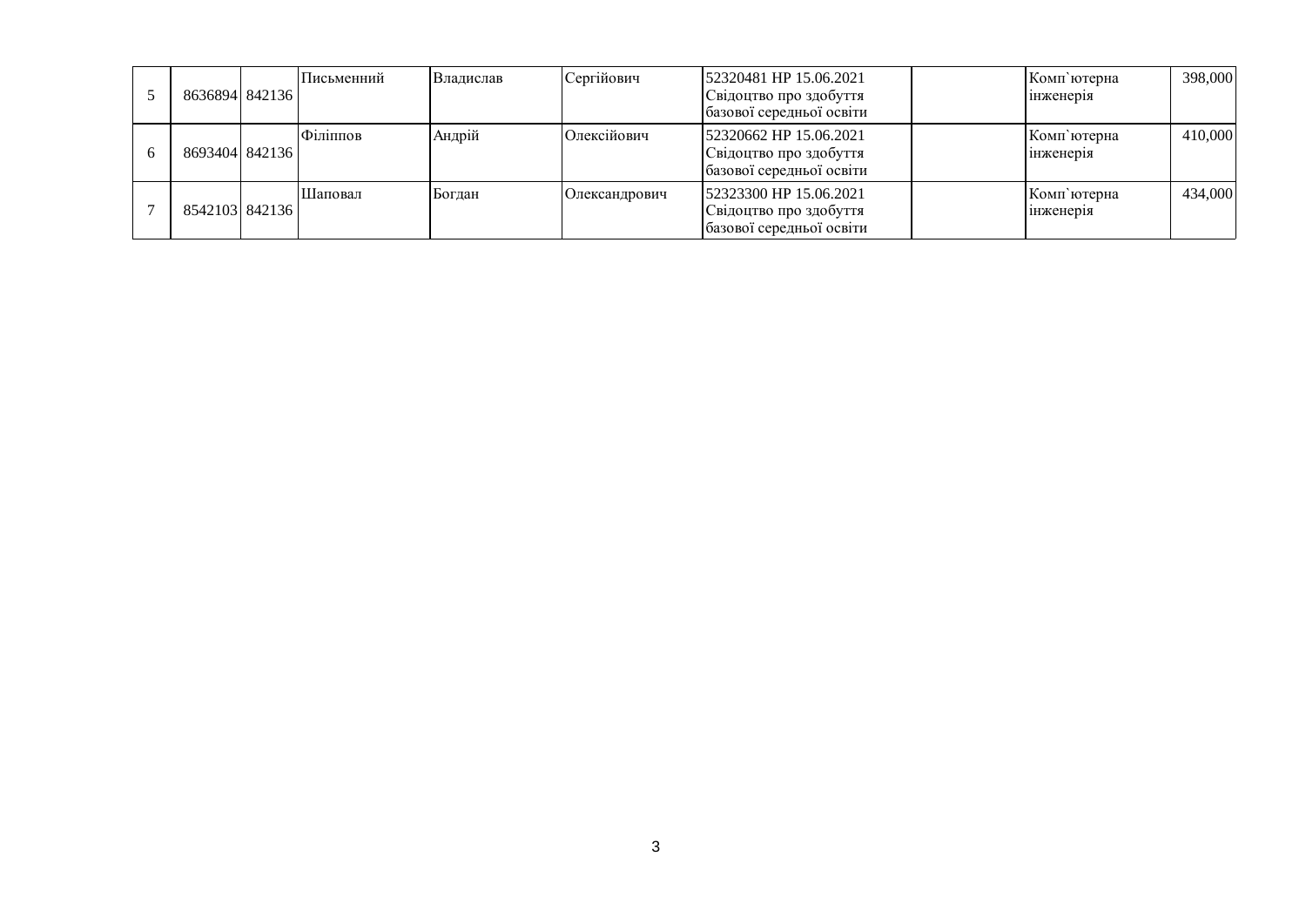| | | | | | | | | | |
|---|---|---|---|---|---|---|---|---|---|
| 5 | 8636894 | 842136 | Письменний | Владислав | Сергійович | 52320481 НР 15.06.2021 Свідоцтво про здобуття базової середньої освіти | | Комп`ютерна інженерія | 398,000 |
| 6 | 8693404 | 842136 | Філіппов | Андрій | Олексійович | 52320662 НР 15.06.2021 Свідоцтво про здобуття базової середньої освіти | | Комп`ютерна інженерія | 410,000 |
| 7 | 8542103 | 842136 | Шаповал | Богдан | Олександрович | 52323300 НР 15.06.2021 Свідоцтво про здобуття базової середньої освіти | | Комп`ютерна інженерія | 434,000 |